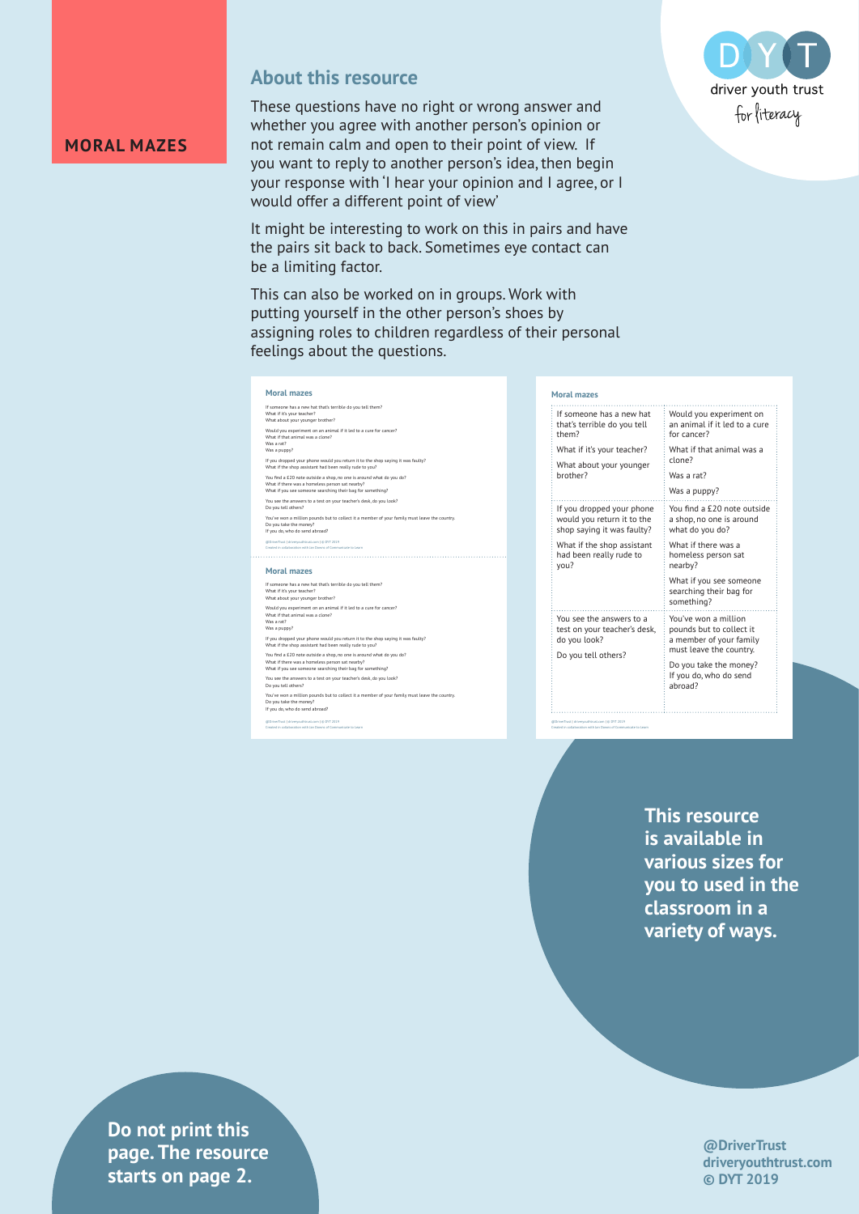# MORAL MAZES

driver youth trust
for literacy

## About this resource

These questions have no right or wrong answer and whether you agree with another person's opinion or not remain calm and open to their point of view. If you want to reply to another person's idea, then begin your response with 'I hear your opinion and I agree, or I would offer a different point of view'

It might be interesting to work on this in pairs and have the pairs sit back to back. Sometimes eye contact can be a limiting factor.

This can also be worked on in groups. Work with putting yourself in the other person's shoes by assigning roles to children regardless of their personal feelings about the questions.

### Moral mazes

If someone has a new hat that's terrible do you tell them?
What if it's your teacher?
What about your younger brother?

Would you experiment on an animal if it led to a cure for cancer?
What if that animal was a clone?
Was a rat?
Was a puppy?

If you dropped your phone would you return it to the shop saying it was faulty?
What if the shop assistant had been really rude to you?

You find a £20 note outside a shop, no one is around what do you do?
What if there was a homeless person sat nearby?
What if you see someone searching their bag for something?

You see the answers to a test on your teacher's desk, do you look?
Do you tell others?

You've won a million pounds but to collect it a member of your family must leave the country.
Do you take the money?
If you do, who do send abroad?

**This resource is available in various sizes for you to used in the classroom in a variety of ways.**

**Do not print this page. The resource starts on page 2.**

**@DriverTrust**
**driveryouthtrust.com**
**© DYT 2019**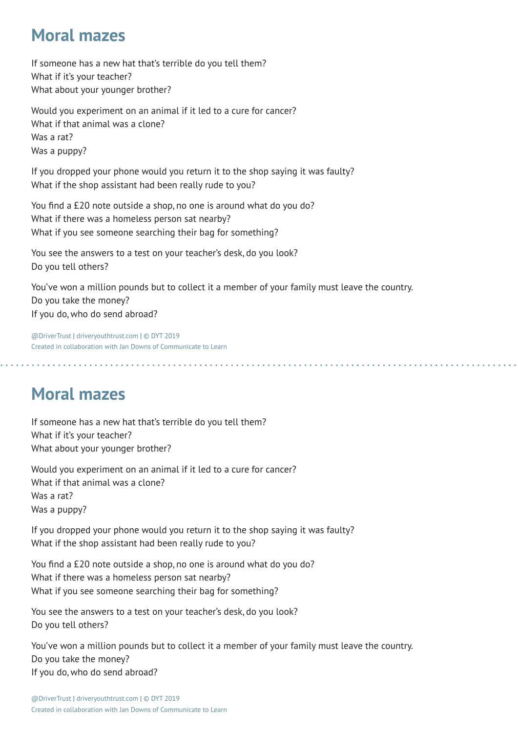# Moral mazes

If someone has a new hat that's terrible do you tell them?
What if it's your teacher?
What about your younger brother?

Would you experiment on an animal if it led to a cure for cancer?
What if that animal was a clone?
Was a rat?
Was a puppy?

If you dropped your phone would you return it to the shop saying it was faulty?
What if the shop assistant had been really rude to you?

You find a £20 note outside a shop, no one is around what do you do?
What if there was a homeless person sat nearby?
What if you see someone searching their bag for something?

You see the answers to a test on your teacher's desk, do you look?
Do you tell others?

You've won a million pounds but to collect it a member of your family must leave the country.
Do you take the money?
If you do, who do send abroad?

@DriverTrust | driveryouthtrust.com | © DYT 2019
Created in collaboration with Jan Downs of Communicate to Learn

---

# Moral mazes

If someone has a new hat that's terrible do you tell them?
What if it's your teacher?
What about your younger brother?

Would you experiment on an animal if it led to a cure for cancer?
What if that animal was a clone?
Was a rat?
Was a puppy?

If you dropped your phone would you return it to the shop saying it was faulty?
What if the shop assistant had been really rude to you?

You find a £20 note outside a shop, no one is around what do you do?
What if there was a homeless person sat nearby?
What if you see someone searching their bag for something?

You see the answers to a test on your teacher's desk, do you look?
Do you tell others?

You've won a million pounds but to collect it a member of your family must leave the country.
Do you take the money?
If you do, who do send abroad?

@DriverTrust | driveryouthtrust.com | © DYT 2019
Created in collaboration with Jan Downs of Communicate to Learn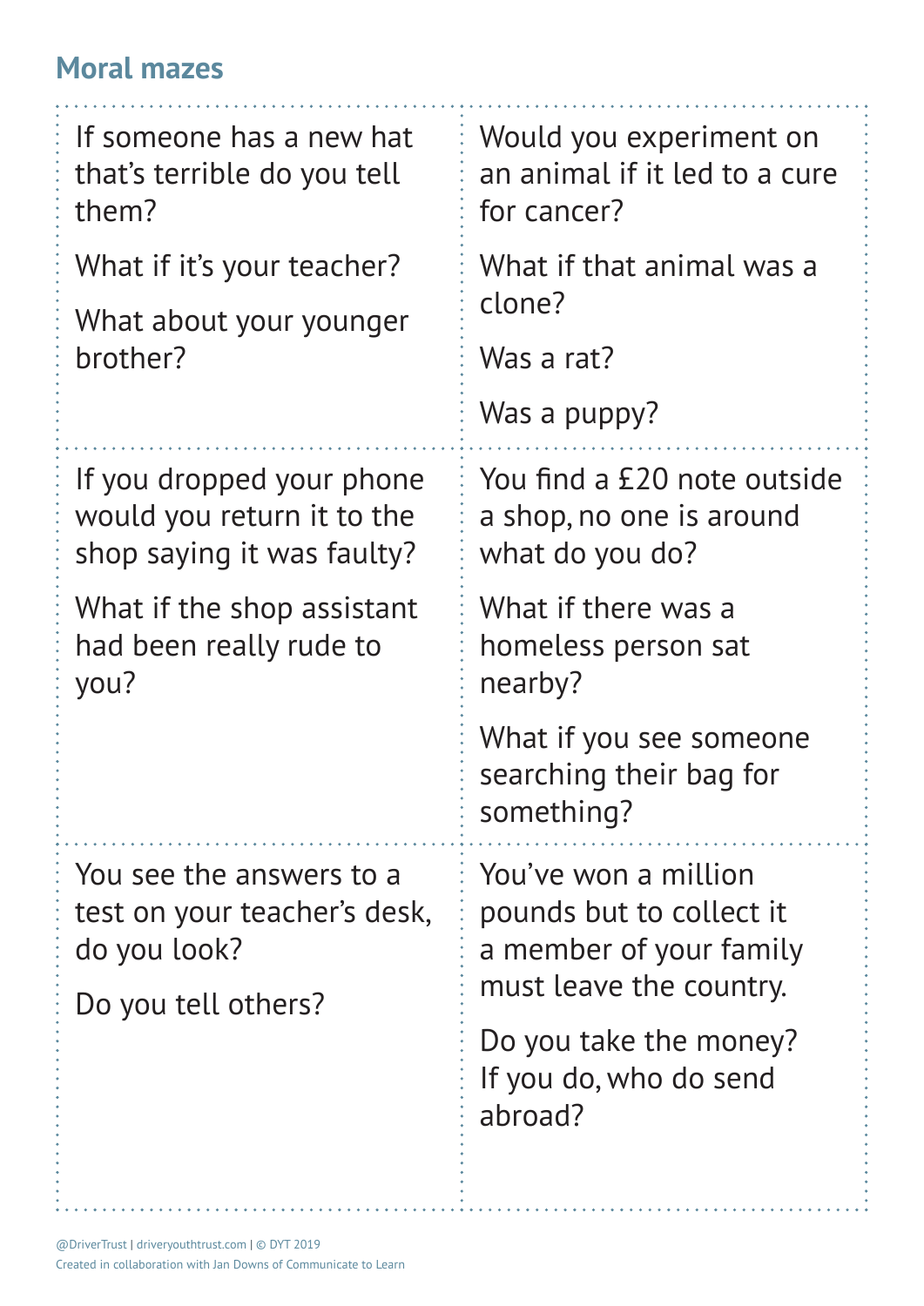## Moral mazes

If someone has a new hat that's terrible do you tell them?

What if it's your teacher?

What about your younger brother?

Would you experiment on an animal if it led to a cure for cancer?

What if that animal was a clone?

Was a rat?

Was a puppy?

If you dropped your phone would you return it to the shop saying it was faulty?

What if the shop assistant had been really rude to you?

You find a £20 note outside a shop, no one is around what do you do?

What if there was a homeless person sat nearby?

What if you see someone searching their bag for something?

You see the answers to a test on your teacher's desk, do you look?

Do you tell others?

You've won a million pounds but to collect it a member of your family must leave the country.

Do you take the money? If you do, who do send abroad?

@DriverTrust | driveryouthtrust.com | © DYT 2019
Created in collaboration with Jan Downs of Communicate to Learn